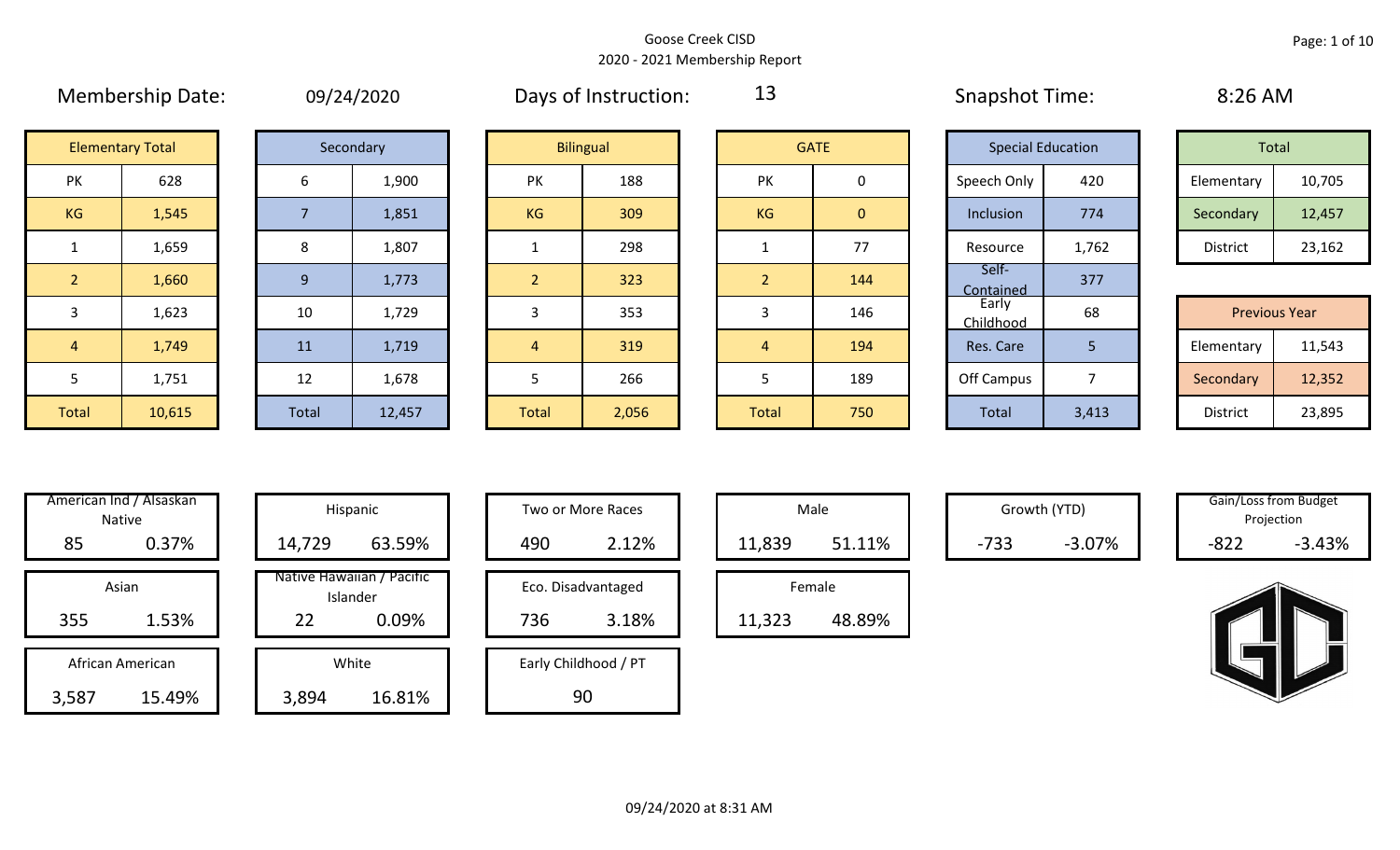Goose Creek CISD

2020 - 2021 Membership Report

Membership Date: 09/24/2020

Days of Instruction: 13

Snapshot Time: 8:26 AM

| Elementary Total | |
|---|---|
| PK | 628 |
| KG | 1,545 |
| 1 | 1,659 |
| 2 | 1,660 |
| 3 | 1,623 |
| 4 | 1,749 |
| 5 | 1,751 |
| Total | 10,615 |

| Secondary | |
|---|---|
| 6 | 1,900 |
| 7 | 1,851 |
| 8 | 1,807 |
| 9 | 1,773 |
| 10 | 1,729 |
| 11 | 1,719 |
| 12 | 1,678 |
| Total | 12,457 |

| Bilingual | |
|---|---|
| PK | 188 |
| KG | 309 |
| 1 | 298 |
| 2 | 323 |
| 3 | 353 |
| 4 | 319 |
| 5 | 266 |
| Total | 2,056 |

| GATE | |
|---|---|
| PK | 0 |
| KG | 0 |
| 1 | 77 |
| 2 | 144 |
| 3 | 146 |
| 4 | 194 |
| 5 | 189 |
| Total | 750 |

| Special Education | |
|---|---|
| Speech Only | 420 |
| Inclusion | 774 |
| Resource | 1,762 |
| Self-Contained | 377 |
| Early Childhood | 68 |
| Res. Care | 5 |
| Off Campus | 7 |
| Total | 3,413 |

| Total | |
|---|---|
| Elementary | 10,705 |
| Secondary | 12,457 |
| District | 23,162 |

| Previous Year | |
|---|---|
| Elementary | 11,543 |
| Secondary | 12,352 |
| District | 23,895 |

| Category | Count | Percent |
|---|---|---|
| American Ind / Alsaskan Native | 85 | 0.37% |
| Asian | 355 | 1.53% |
| African American | 3,587 | 15.49% |
| Hispanic | 14,729 | 63.59% |
| Native Hawaiian / Pacific Islander | 22 | 0.09% |
| White | 3,894 | 16.81% |
| Two or More Races | 490 | 2.12% |
| Eco. Disadvantaged | 736 | 3.18% |
| Early Childhood / PT | 90 | |
| Male | 11,839 | 51.11% |
| Female | 11,323 | 48.89% |
| Growth (YTD) | -733 | -3.07% |
| Gain/Loss from Budget Projection | -822 | -3.43% |

09/24/2020 at 8:31 AM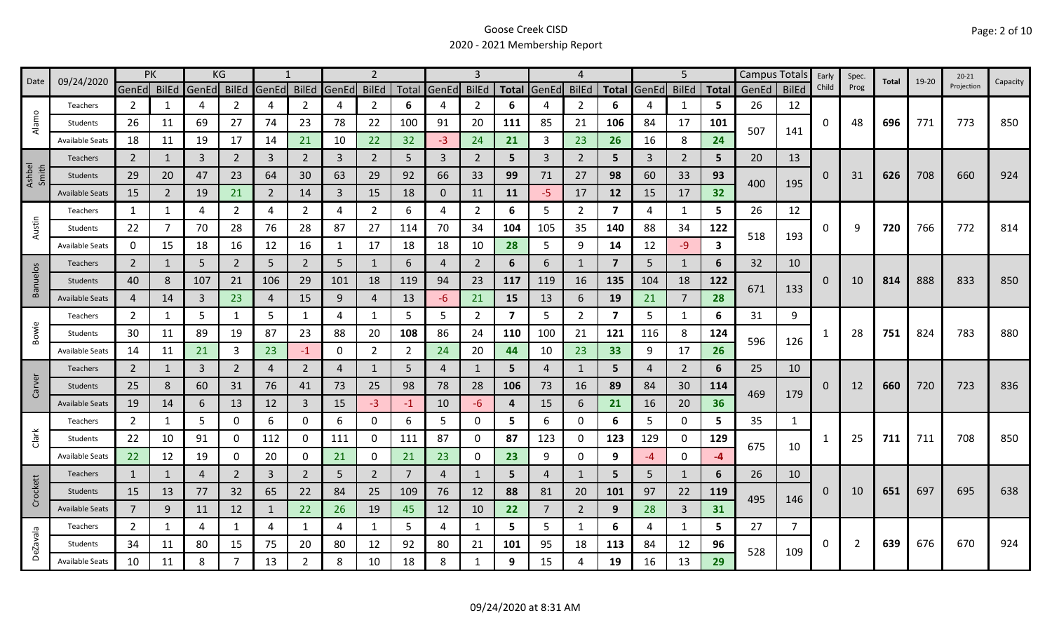Goose Creek CISD

2020 - 2021 Membership Report

| Date | 09/24/2020 | PK | | KG | | 1 | | 2 | | | 3 | | | 4 | | | 5 | | | Campus Totals | | Early Child | Spec. Prog | Total | 19-20 | 20-21 Projection | Capacity |
|---|---|---|---|---|---|---|---|---|---|---|---|---|---|---|---|---|---|---|---|---|---|---|---|---|---|---|---|
| | | GenEd | BilEd | GenEd | BilEd | GenEd | BilEd | GenEd | BilEd | Total | GenEd | BilEd | Total | GenEd | BilEd | Total | GenEd | BilEd | Total | GenEd | BilEd | | | | | | |
| Alamo | Teachers | 2 | 1 | 4 | 2 | 4 | 2 | 4 | 2 | 6 | 4 | 2 | 6 | 4 | 2 | 6 | 4 | 1 | 5 | 26 | 12 | 0 | 48 | 696 | 771 | 773 | 850 |
| | Students | 26 | 11 | 69 | 27 | 74 | 23 | 78 | 22 | 100 | 91 | 20 | 111 | 85 | 21 | 106 | 84 | 17 | 101 | 507 | 141 | | | | | | |
| | Available Seats | 18 | 11 | 19 | 17 | 14 | 21 | 10 | 22 | 32 | -3 | 24 | 21 | 3 | 23 | 26 | 16 | 8 | 24 | | | | | | | | |
| Ashbel Smith | Teachers | 2 | 1 | 3 | 2 | 3 | 2 | 3 | 2 | 5 | 3 | 2 | 5 | 3 | 2 | 5 | 3 | 2 | 5 | 20 | 13 | 0 | 31 | 626 | 708 | 660 | 924 |
| | Students | 29 | 20 | 47 | 23 | 64 | 30 | 63 | 29 | 92 | 66 | 33 | 99 | 71 | 27 | 98 | 60 | 33 | 93 | 400 | 195 | | | | | | |
| | Available Seats | 15 | 2 | 19 | 21 | 2 | 14 | 3 | 15 | 18 | 0 | 11 | 11 | -5 | 17 | 12 | 15 | 17 | 32 | | | | | | | | |
| Austin | Teachers | 1 | 1 | 4 | 2 | 4 | 2 | 4 | 2 | 6 | 4 | 2 | 6 | 5 | 2 | 7 | 4 | 1 | 5 | 26 | 12 | 0 | 9 | 720 | 766 | 772 | 814 |
| | Students | 22 | 7 | 70 | 28 | 76 | 28 | 87 | 27 | 114 | 70 | 34 | 104 | 105 | 35 | 140 | 88 | 34 | 122 | 518 | 193 | | | | | | |
| | Available Seats | 0 | 15 | 18 | 16 | 12 | 16 | 1 | 17 | 18 | 18 | 10 | 28 | 5 | 9 | 14 | 12 | -9 | 3 | | | | | | | | |
| Banuelos | Teachers | 2 | 1 | 5 | 2 | 5 | 2 | 5 | 1 | 6 | 4 | 2 | 6 | 6 | 1 | 7 | 5 | 1 | 6 | 32 | 10 | 0 | 10 | 814 | 888 | 833 | 850 |
| | Students | 40 | 8 | 107 | 21 | 106 | 29 | 101 | 18 | 119 | 94 | 23 | 117 | 119 | 16 | 135 | 104 | 18 | 122 | 671 | 133 | | | | | | |
| | Available Seats | 4 | 14 | 3 | 23 | 4 | 15 | 9 | 4 | 13 | -6 | 21 | 15 | 13 | 6 | 19 | 21 | 7 | 28 | | | | | | | | |
| Bowie | Teachers | 2 | 1 | 5 | 1 | 5 | 1 | 4 | 1 | 5 | 5 | 2 | 7 | 5 | 2 | 7 | 5 | 1 | 6 | 31 | 9 | 1 | 28 | 751 | 824 | 783 | 880 |
| | Students | 30 | 11 | 89 | 19 | 87 | 23 | 88 | 20 | 108 | 86 | 24 | 110 | 100 | 21 | 121 | 116 | 8 | 124 | 596 | 126 | | | | | | |
| | Available Seats | 14 | 11 | 21 | 3 | 23 | -1 | 0 | 2 | 2 | 24 | 20 | 44 | 10 | 23 | 33 | 9 | 17 | 26 | | | | | | | | |
| Carver | Teachers | 2 | 1 | 3 | 2 | 4 | 2 | 4 | 1 | 5 | 4 | 1 | 5 | 4 | 1 | 5 | 4 | 2 | 6 | 25 | 10 | 0 | 12 | 660 | 720 | 723 | 836 |
| | Students | 25 | 8 | 60 | 31 | 76 | 41 | 73 | 25 | 98 | 78 | 28 | 106 | 73 | 16 | 89 | 84 | 30 | 114 | 469 | 179 | | | | | | |
| | Available Seats | 19 | 14 | 6 | 13 | 12 | 3 | 15 | -3 | -1 | 10 | -6 | 4 | 15 | 6 | 21 | 16 | 20 | 36 | | | | | | | | |
| Clark | Teachers | 2 | 1 | 5 | 0 | 6 | 0 | 6 | 0 | 6 | 5 | 0 | 5 | 6 | 0 | 6 | 5 | 0 | 5 | 35 | 1 | 1 | 25 | 711 | 711 | 708 | 850 |
| | Students | 22 | 10 | 91 | 0 | 112 | 0 | 111 | 0 | 111 | 87 | 0 | 87 | 123 | 0 | 123 | 129 | 0 | 129 | 675 | 10 | | | | | | |
| | Available Seats | 22 | 12 | 19 | 0 | 20 | 0 | 21 | 0 | 21 | 23 | 0 | 23 | 9 | 0 | 9 | -4 | 0 | -4 | | | | | | | | |
| Crockett | Teachers | 1 | 1 | 4 | 2 | 3 | 2 | 5 | 2 | 7 | 4 | 1 | 5 | 4 | 1 | 5 | 5 | 1 | 6 | 26 | 10 | 0 | 10 | 651 | 697 | 695 | 638 |
| | Students | 15 | 13 | 77 | 32 | 65 | 22 | 84 | 25 | 109 | 76 | 12 | 88 | 81 | 20 | 101 | 97 | 22 | 119 | 495 | 146 | | | | | | |
| | Available Seats | 7 | 9 | 11 | 12 | 1 | 22 | 26 | 19 | 45 | 12 | 10 | 22 | 7 | 2 | 9 | 28 | 3 | 31 | | | | | | | | |
| DeZavala | Teachers | 2 | 1 | 4 | 1 | 4 | 1 | 4 | 1 | 5 | 4 | 1 | 5 | 5 | 1 | 6 | 4 | 1 | 5 | 27 | 7 | 0 | 2 | 639 | 676 | 670 | 924 |
| | Students | 34 | 11 | 80 | 15 | 75 | 20 | 80 | 12 | 92 | 80 | 21 | 101 | 95 | 18 | 113 | 84 | 12 | 96 | 528 | 109 | | | | | | |
| | Available Seats | 10 | 11 | 8 | 7 | 13 | 2 | 8 | 10 | 18 | 8 | 1 | 9 | 15 | 4 | 19 | 16 | 13 | 29 | | | | | | | | |

09/24/2020 at 8:31 AM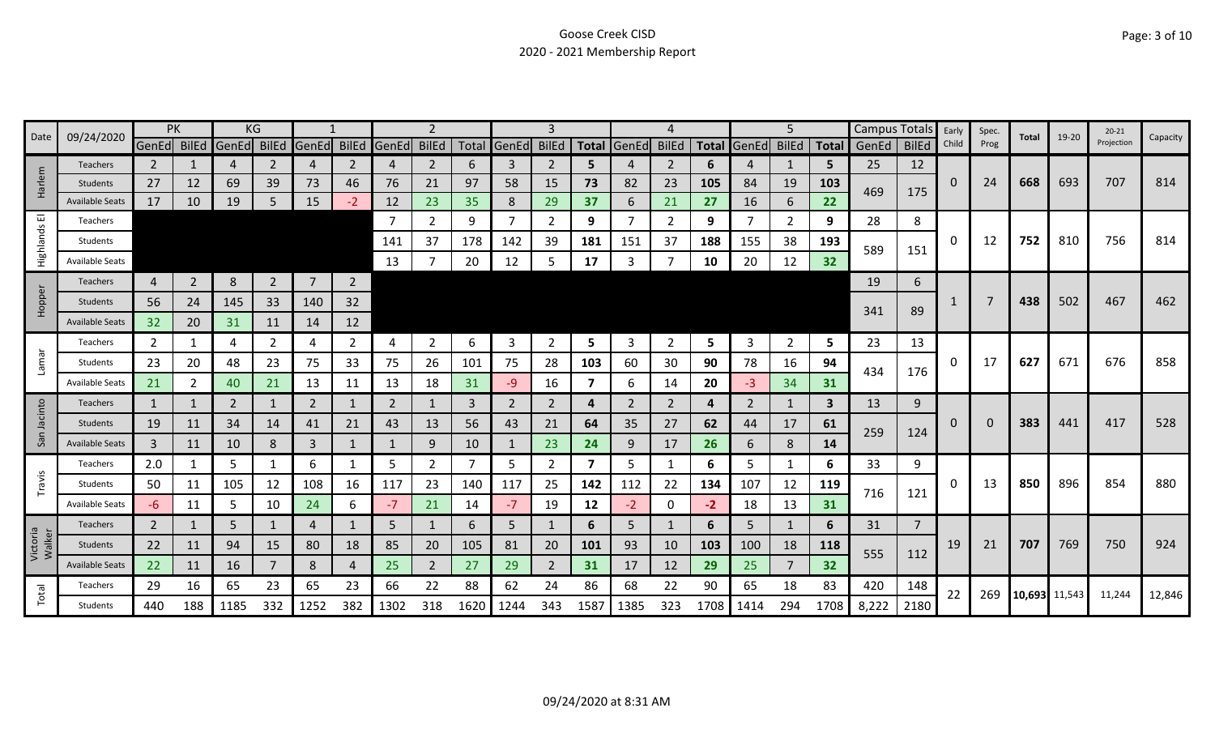Goose Creek CISD
2020 - 2021 Membership Report

| Date | 09/24/2020 | PK | | KG | | 1 | | 2 | | | 3 | | | 4 | | | 5 | | | Campus Totals | | Early Child | Spec. Prog | Total | 19-20 | 20-21 Projection | Capacity |
|---|---|---|---|---|---|---|---|---|---|---|---|---|---|---|---|---|---|---|---|---|---|---|---|---|---|---|---|
| | | GenEd | BilEd | GenEd | BilEd | GenEd | BilEd | GenEd | BilEd | Total | GenEd | BilEd | Total | GenEd | BilEd | Total | GenEd | BilEd | Total | GenEd | BilEd | | | | | | |
| Harlem | Teachers | 2 | 1 | 4 | 2 | 4 | 2 | 4 | 2 | 6 | 3 | 2 | **5** | 4 | 2 | **6** | 4 | 1 | **5** | 25 | 12 | 0 | 24 | **668** | 693 | 707 | 814 |
| | Students | 27 | 12 | 69 | 39 | 73 | 46 | 76 | 21 | 97 | 58 | 15 | **73** | 82 | 23 | **105** | 84 | 19 | **103** | 469 | 175 | | | | | | |
| | Available Seats | 17 | 10 | 19 | 5 | 15 | -2 | 12 | 23 | 35 | 8 | 29 | **37** | 6 | 21 | **27** | 16 | 6 | **22** | | | | | | | | |
| Highlands El | Teachers | | | | | | | 7 | 2 | 9 | 7 | 2 | **9** | 7 | 2 | **9** | 7 | 2 | **9** | 28 | 8 | 0 | 12 | **752** | 810 | 756 | 814 |
| | Students | | | | | | | 141 | 37 | 178 | 142 | 39 | **181** | 151 | 37 | **188** | 155 | 38 | **193** | 589 | 151 | | | | | | |
| | Available Seats | | | | | | | 13 | 7 | 20 | 12 | 5 | **17** | 3 | 7 | **10** | 20 | 12 | **32** | | | | | | | | |
| Hopper | Teachers | 4 | 2 | 8 | 2 | 7 | 2 | | | | | | | | | | | | | 19 | 6 | 1 | 7 | **438** | 502 | 467 | 462 |
| | Students | 56 | 24 | 145 | 33 | 140 | 32 | | | | | | | | | | | | | 341 | 89 | | | | | | |
| | Available Seats | 32 | 20 | 31 | 11 | 14 | 12 | | | | | | | | | | | | | | | | | | | | |
| Lamar | Teachers | 2 | 1 | 4 | 2 | 4 | 2 | 4 | 2 | 6 | 3 | 2 | **5** | 3 | 2 | **5** | 3 | 2 | **5** | 23 | 13 | 0 | 17 | **627** | 671 | 676 | 858 |
| | Students | 23 | 20 | 48 | 23 | 75 | 33 | 75 | 26 | 101 | 75 | 28 | **103** | 60 | 30 | **90** | 78 | 16 | **94** | 434 | 176 | | | | | | |
| | Available Seats | 21 | 2 | 40 | 21 | 13 | 11 | 13 | 18 | 31 | -9 | 16 | **7** | 6 | 14 | **20** | -3 | 34 | **31** | | | | | | | | |
| San Jacinto | Teachers | 1 | 1 | 2 | 1 | 2 | 1 | 2 | 1 | 3 | 2 | 2 | **4** | 2 | 2 | **4** | 2 | 1 | **3** | 13 | 9 | 0 | 0 | **383** | 441 | 417 | 528 |
| | Students | 19 | 11 | 34 | 14 | 41 | 21 | 43 | 13 | 56 | 43 | 21 | **64** | 35 | 27 | **62** | 44 | 17 | **61** | 259 | 124 | | | | | | |
| | Available Seats | 3 | 11 | 10 | 8 | 3 | 1 | 1 | 9 | 10 | 1 | 23 | **24** | 9 | 17 | **26** | 6 | 8 | **14** | | | | | | | | |
| Travis | Teachers | 2.0 | 1 | 5 | 1 | 6 | 1 | 5 | 2 | 7 | 5 | 2 | **7** | 5 | 1 | **6** | 5 | 1 | **6** | 33 | 9 | 0 | 13 | **850** | 896 | 854 | 880 |
| | Students | 50 | 11 | 105 | 12 | 108 | 16 | 117 | 23 | 140 | 117 | 25 | **142** | 112 | 22 | **134** | 107 | 12 | **119** | 716 | 121 | | | | | | |
| | Available Seats | -6 | 11 | 5 | 10 | 24 | 6 | -7 | 21 | 14 | -7 | 19 | **12** | -2 | 0 | **-2** | 18 | 13 | **31** | | | | | | | | |
| Victoria Walker | Teachers | 2 | 1 | 5 | 1 | 4 | 1 | 5 | 1 | 6 | 5 | 1 | **6** | 5 | 1 | **6** | 5 | 1 | **6** | 31 | 7 | 19 | 21 | **707** | 769 | 750 | 924 |
| | Students | 22 | 11 | 94 | 15 | 80 | 18 | 85 | 20 | 105 | 81 | 20 | **101** | 93 | 10 | **103** | 100 | 18 | **118** | 555 | 112 | | | | | | |
| | Available Seats | 22 | 11 | 16 | 7 | 8 | 4 | 25 | 2 | 27 | 29 | 2 | **31** | 17 | 12 | **29** | 25 | 7 | **32** | | | | | | | | |
| Total | Teachers | 29 | 16 | 65 | 23 | 65 | 23 | 66 | 22 | 88 | 62 | 24 | 86 | 68 | 22 | 90 | 65 | 18 | 83 | 420 | 148 | 22 | 269 | **10,693** | 11,543 | 11,244 | 12,846 |
| | Students | 440 | 188 | 1185 | 332 | 1252 | 382 | 1302 | 318 | 1620 | 1244 | 343 | 1587 | 1385 | 323 | 1708 | 1414 | 294 | 1708 | 8,222 | 2180 | | | | | | |

09/24/2020 at 8:31 AM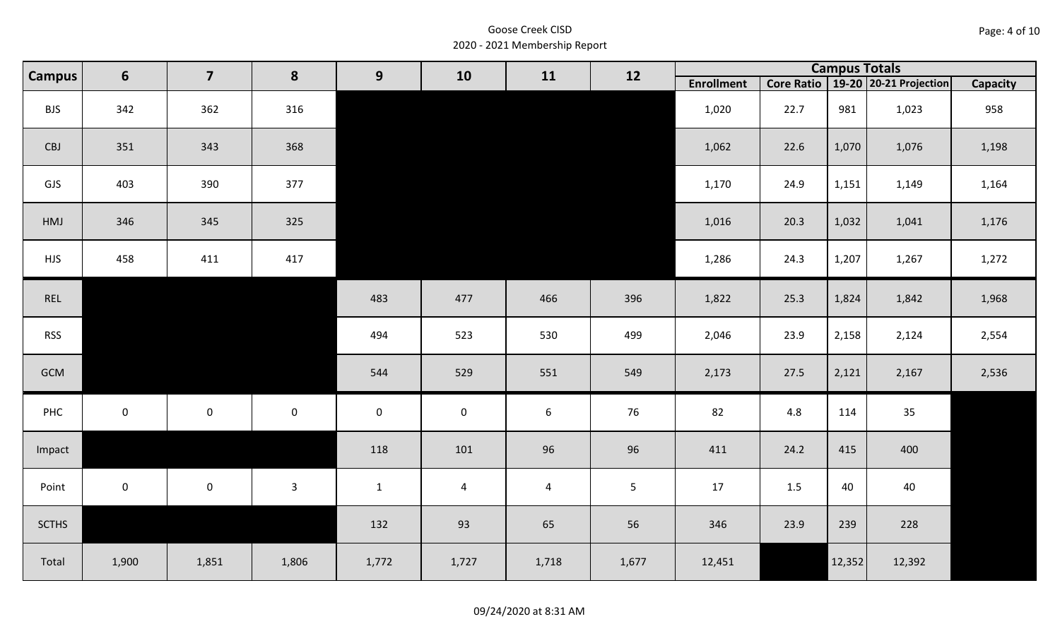Goose Creek CISD
2020 - 2021 Membership Report

| Campus | 6 | 7 | 8 | 9 | 10 | 11 | 12 | Campus Totals | | | | |
|---|---|---|---|---|---|---|---|---|---|---|---|---|
| | | | | | | | | Enrollment | Core Ratio | 19-20 | 20-21 Projection | Capacity |
| BJS | 342 | 362 | 316 | | | | | 1,020 | 22.7 | 981 | 1,023 | 958 |
| CBJ | 351 | 343 | 368 | | | | | 1,062 | 22.6 | 1,070 | 1,076 | 1,198 |
| GJS | 403 | 390 | 377 | | | | | 1,170 | 24.9 | 1,151 | 1,149 | 1,164 |
| HMJ | 346 | 345 | 325 | | | | | 1,016 | 20.3 | 1,032 | 1,041 | 1,176 |
| HJS | 458 | 411 | 417 | | | | | 1,286 | 24.3 | 1,207 | 1,267 | 1,272 |
| REL | | | | 483 | 477 | 466 | 396 | 1,822 | 25.3 | 1,824 | 1,842 | 1,968 |
| RSS | | | | 494 | 523 | 530 | 499 | 2,046 | 23.9 | 2,158 | 2,124 | 2,554 |
| GCM | | | | 544 | 529 | 551 | 549 | 2,173 | 27.5 | 2,121 | 2,167 | 2,536 |
| PHC | 0 | 0 | 0 | 0 | 0 | 6 | 76 | 82 | 4.8 | 114 | 35 | |
| Impact | | | | 118 | 101 | 96 | 96 | 411 | 24.2 | 415 | 400 | |
| Point | 0 | 0 | 3 | 1 | 4 | 4 | 5 | 17 | 1.5 | 40 | 40 | |
| SCTHS | | | | 132 | 93 | 65 | 56 | 346 | 23.9 | 239 | 228 | |
| Total | 1,900 | 1,851 | 1,806 | 1,772 | 1,727 | 1,718 | 1,677 | 12,451 | | 12,352 | 12,392 | |

09/24/2020 at 8:31 AM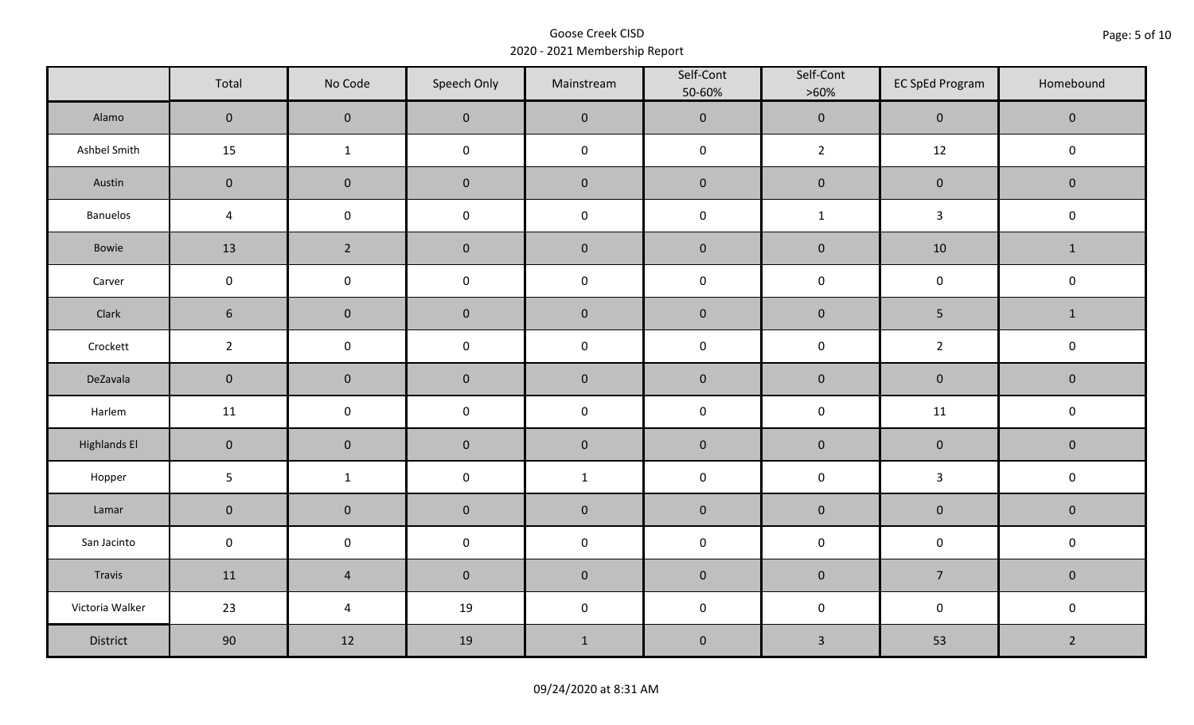# Goose Creek CISD
## 2020 - 2021 Membership Report

| | Total | No Code | Speech Only | Mainstream | Self-Cont 50-60% | Self-Cont >60% | EC SpEd Program | Homebound |
|---|---|---|---|---|---|---|---|---|
| Alamo | 0 | 0 | 0 | 0 | 0 | 0 | 0 | 0 |
| Ashbel Smith | 15 | 1 | 0 | 0 | 0 | 2 | 12 | 0 |
| Austin | 0 | 0 | 0 | 0 | 0 | 0 | 0 | 0 |
| Banuelos | 4 | 0 | 0 | 0 | 0 | 1 | 3 | 0 |
| Bowie | 13 | 2 | 0 | 0 | 0 | 0 | 10 | 1 |
| Carver | 0 | 0 | 0 | 0 | 0 | 0 | 0 | 0 |
| Clark | 6 | 0 | 0 | 0 | 0 | 0 | 5 | 1 |
| Crockett | 2 | 0 | 0 | 0 | 0 | 0 | 2 | 0 |
| DeZavala | 0 | 0 | 0 | 0 | 0 | 0 | 0 | 0 |
| Harlem | 11 | 0 | 0 | 0 | 0 | 0 | 11 | 0 |
| Highlands El | 0 | 0 | 0 | 0 | 0 | 0 | 0 | 0 |
| Hopper | 5 | 1 | 0 | 1 | 0 | 0 | 3 | 0 |
| Lamar | 0 | 0 | 0 | 0 | 0 | 0 | 0 | 0 |
| San Jacinto | 0 | 0 | 0 | 0 | 0 | 0 | 0 | 0 |
| Travis | 11 | 4 | 0 | 0 | 0 | 0 | 7 | 0 |
| Victoria Walker | 23 | 4 | 19 | 0 | 0 | 0 | 0 | 0 |
| District | 90 | 12 | 19 | 1 | 0 | 3 | 53 | 2 |

09/24/2020 at 8:31 AM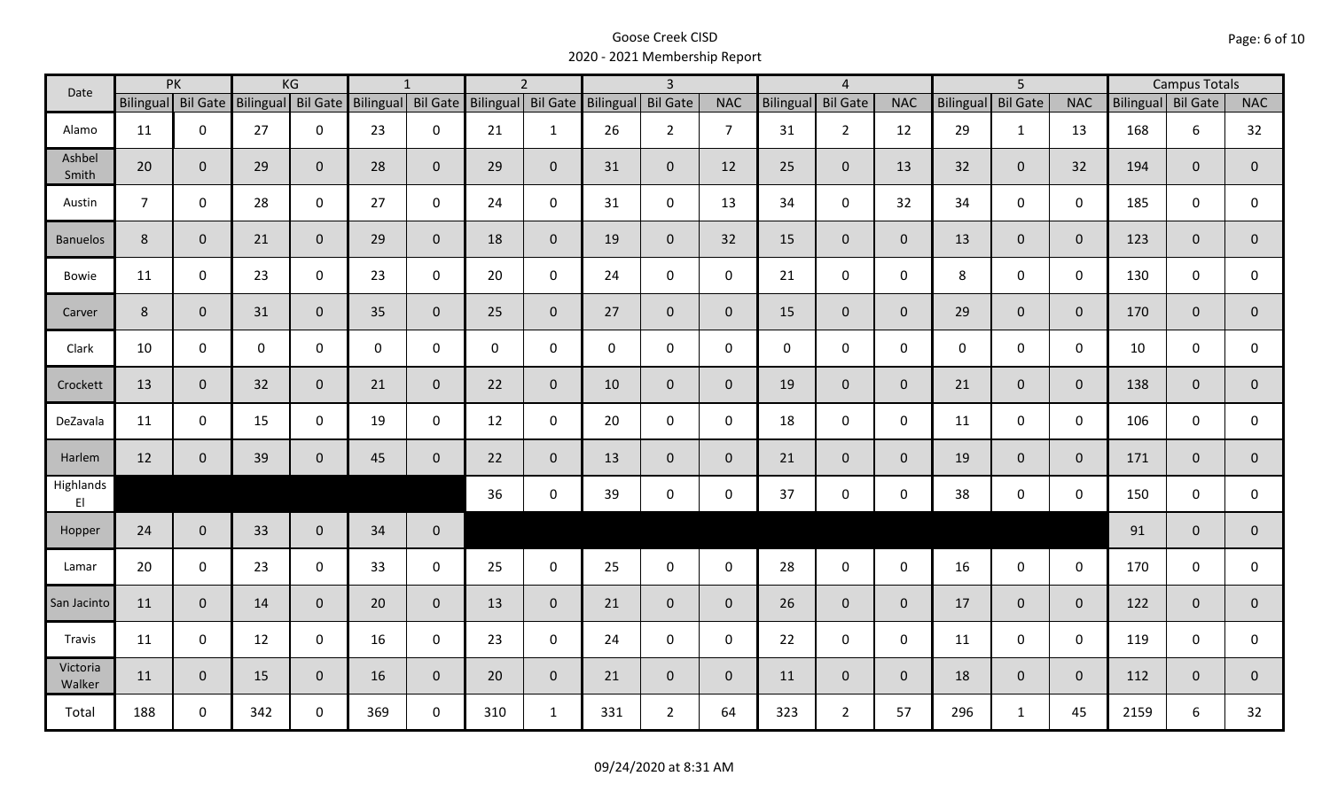# Goose Creek CISD
## 2020 - 2021 Membership Report

| Date | PK | | KG | | 1 | | 2 | | 3 | | | 4 | | | 5 | | | Campus Totals | | |
|---|---|---|---|---|---|---|---|---|---|---|---|---|---|---|---|---|---|---|---|---|
| | Bilingual | Bil Gate | Bilingual | Bil Gate | Bilingual | Bil Gate | Bilingual | Bil Gate | Bilingual | Bil Gate | NAC | Bilingual | Bil Gate | NAC | Bilingual | Bil Gate | NAC | Bilingual | Bil Gate | NAC |
| Alamo | 11 | 0 | 27 | 0 | 23 | 0 | 21 | 1 | 26 | 2 | 7 | 31 | 2 | 12 | 29 | 1 | 13 | 168 | 6 | 32 |
| Ashbel Smith | 20 | 0 | 29 | 0 | 28 | 0 | 29 | 0 | 31 | 0 | 12 | 25 | 0 | 13 | 32 | 0 | 32 | 194 | 0 | 0 |
| Austin | 7 | 0 | 28 | 0 | 27 | 0 | 24 | 0 | 31 | 0 | 13 | 34 | 0 | 32 | 34 | 0 | 0 | 185 | 0 | 0 |
| Banuelos | 8 | 0 | 21 | 0 | 29 | 0 | 18 | 0 | 19 | 0 | 32 | 15 | 0 | 0 | 13 | 0 | 0 | 123 | 0 | 0 |
| Bowie | 11 | 0 | 23 | 0 | 23 | 0 | 20 | 0 | 24 | 0 | 0 | 21 | 0 | 0 | 8 | 0 | 0 | 130 | 0 | 0 |
| Carver | 8 | 0 | 31 | 0 | 35 | 0 | 25 | 0 | 27 | 0 | 0 | 15 | 0 | 0 | 29 | 0 | 0 | 170 | 0 | 0 |
| Clark | 10 | 0 | 0 | 0 | 0 | 0 | 0 | 0 | 0 | 0 | 0 | 0 | 0 | 0 | 0 | 0 | 0 | 10 | 0 | 0 |
| Crockett | 13 | 0 | 32 | 0 | 21 | 0 | 22 | 0 | 10 | 0 | 0 | 19 | 0 | 0 | 21 | 0 | 0 | 138 | 0 | 0 |
| DeZavala | 11 | 0 | 15 | 0 | 19 | 0 | 12 | 0 | 20 | 0 | 0 | 18 | 0 | 0 | 11 | 0 | 0 | 106 | 0 | 0 |
| Harlem | 12 | 0 | 39 | 0 | 45 | 0 | 22 | 0 | 13 | 0 | 0 | 21 | 0 | 0 | 19 | 0 | 0 | 171 | 0 | 0 |
| Highlands El | | | | | | | 36 | 0 | 39 | 0 | 0 | 37 | 0 | 0 | 38 | 0 | 0 | 150 | 0 | 0 |
| Hopper | 24 | 0 | 33 | 0 | 34 | 0 | | | | | | | | | | | | 91 | 0 | 0 |
| Lamar | 20 | 0 | 23 | 0 | 33 | 0 | 25 | 0 | 25 | 0 | 0 | 28 | 0 | 0 | 16 | 0 | 0 | 170 | 0 | 0 |
| San Jacinto | 11 | 0 | 14 | 0 | 20 | 0 | 13 | 0 | 21 | 0 | 0 | 26 | 0 | 0 | 17 | 0 | 0 | 122 | 0 | 0 |
| Travis | 11 | 0 | 12 | 0 | 16 | 0 | 23 | 0 | 24 | 0 | 0 | 22 | 0 | 0 | 11 | 0 | 0 | 119 | 0 | 0 |
| Victoria Walker | 11 | 0 | 15 | 0 | 16 | 0 | 20 | 0 | 21 | 0 | 0 | 11 | 0 | 0 | 18 | 0 | 0 | 112 | 0 | 0 |
| Total | 188 | 0 | 342 | 0 | 369 | 0 | 310 | 1 | 331 | 2 | 64 | 323 | 2 | 57 | 296 | 1 | 45 | 2159 | 6 | 32 |

09/24/2020 at 8:31 AM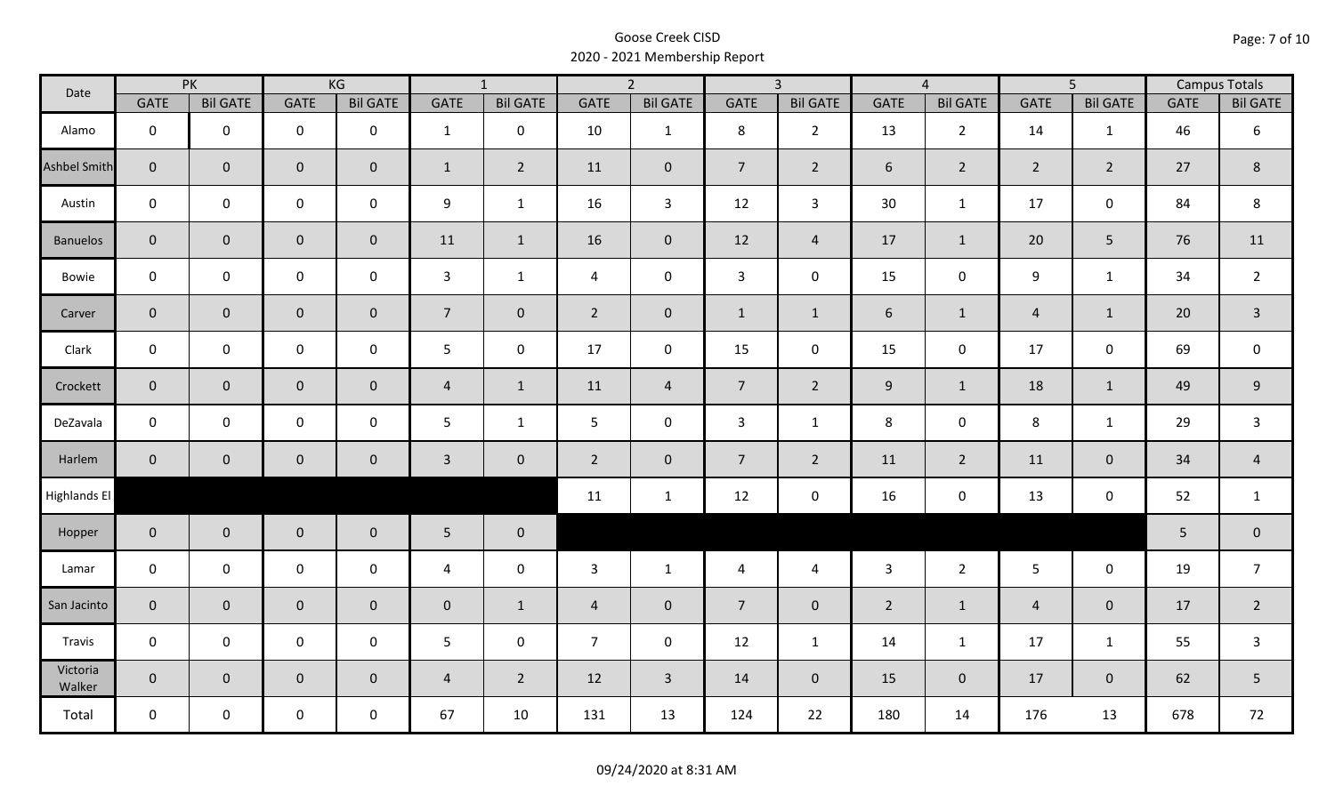# Goose Creek CISD
## 2020 - 2021 Membership Report

| Date | PK | | KG | | 1 | | 2 | | 3 | | 4 | | 5 | | Campus Totals | |
|---|---|---|---|---|---|---|---|---|---|---|---|---|---|---|---|---|
| | GATE | Bil GATE | GATE | Bil GATE | GATE | Bil GATE | GATE | Bil GATE | GATE | Bil GATE | GATE | Bil GATE | GATE | Bil GATE | GATE | Bil GATE |
| Alamo | 0 | 0 | 0 | 0 | 1 | 0 | 10 | 1 | 8 | 2 | 13 | 2 | 14 | 1 | 46 | 6 |
| Ashbel Smith | 0 | 0 | 0 | 0 | 1 | 2 | 11 | 0 | 7 | 2 | 6 | 2 | 2 | 2 | 27 | 8 |
| Austin | 0 | 0 | 0 | 0 | 9 | 1 | 16 | 3 | 12 | 3 | 30 | 1 | 17 | 0 | 84 | 8 |
| Banuelos | 0 | 0 | 0 | 0 | 11 | 1 | 16 | 0 | 12 | 4 | 17 | 1 | 20 | 5 | 76 | 11 |
| Bowie | 0 | 0 | 0 | 0 | 3 | 1 | 4 | 0 | 3 | 0 | 15 | 0 | 9 | 1 | 34 | 2 |
| Carver | 0 | 0 | 0 | 0 | 7 | 0 | 2 | 0 | 1 | 1 | 6 | 1 | 4 | 1 | 20 | 3 |
| Clark | 0 | 0 | 0 | 0 | 5 | 0 | 17 | 0 | 15 | 0 | 15 | 0 | 17 | 0 | 69 | 0 |
| Crockett | 0 | 0 | 0 | 0 | 4 | 1 | 11 | 4 | 7 | 2 | 9 | 1 | 18 | 1 | 49 | 9 |
| DeZavala | 0 | 0 | 0 | 0 | 5 | 1 | 5 | 0 | 3 | 1 | 8 | 0 | 8 | 1 | 29 | 3 |
| Harlem | 0 | 0 | 0 | 0 | 3 | 0 | 2 | 0 | 7 | 2 | 11 | 2 | 11 | 0 | 34 | 4 |
| Highlands El | | | | | | | 11 | 1 | 12 | 0 | 16 | 0 | 13 | 0 | 52 | 1 |
| Hopper | 0 | 0 | 0 | 0 | 5 | 0 | | | | | | | | | 5 | 0 |
| Lamar | 0 | 0 | 0 | 0 | 4 | 0 | 3 | 1 | 4 | 4 | 3 | 2 | 5 | 0 | 19 | 7 |
| San Jacinto | 0 | 0 | 0 | 0 | 0 | 1 | 4 | 0 | 7 | 0 | 2 | 1 | 4 | 0 | 17 | 2 |
| Travis | 0 | 0 | 0 | 0 | 5 | 0 | 7 | 0 | 12 | 1 | 14 | 1 | 17 | 1 | 55 | 3 |
| Victoria Walker | 0 | 0 | 0 | 0 | 4 | 2 | 12 | 3 | 14 | 0 | 15 | 0 | 17 | 0 | 62 | 5 |
| Total | 0 | 0 | 0 | 0 | 67 | 10 | 131 | 13 | 124 | 22 | 180 | 14 | 176 | 13 | 678 | 72 |

09/24/2020 at 8:31 AM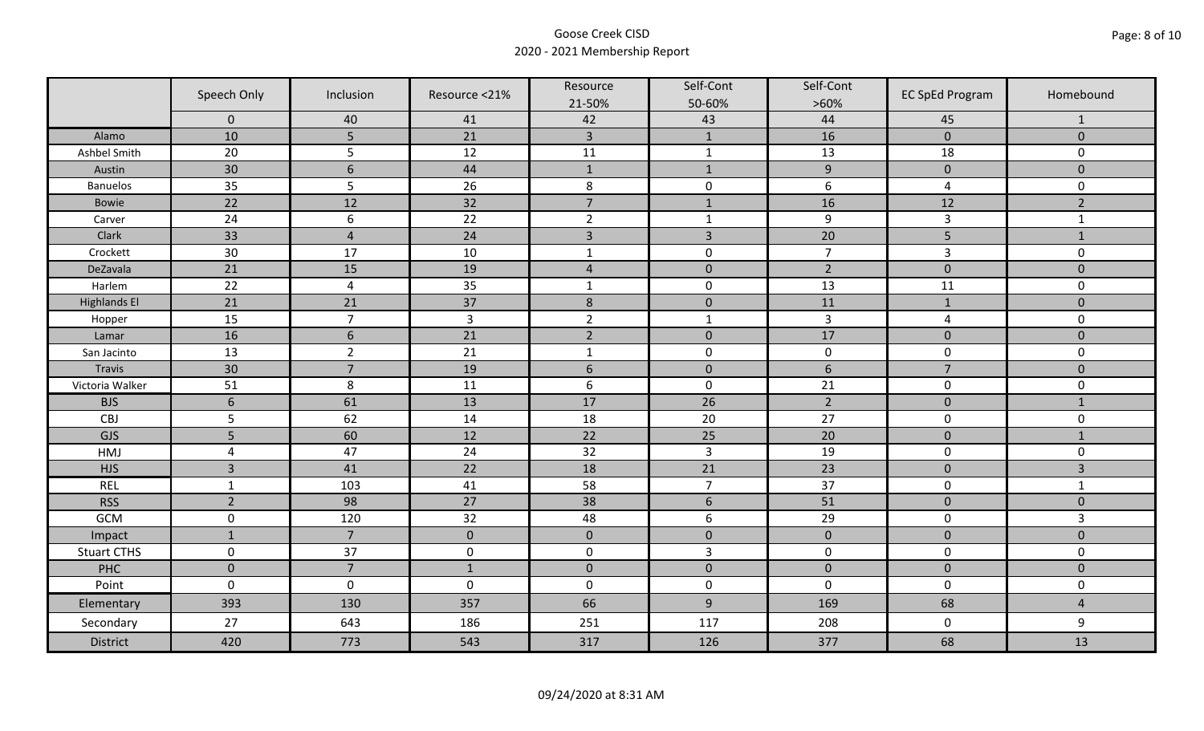Goose Creek CISD
2020 - 2021 Membership Report

| | Speech Only | Inclusion | Resource <21% | Resource 21-50% | Self-Cont 50-60% | Self-Cont >60% | EC SpEd Program | Homebound |
|---|---|---|---|---|---|---|---|---|
| | 0 | 40 | 41 | 42 | 43 | 44 | 45 | 1 |
| Alamo | 10 | 5 | 21 | 3 | 1 | 16 | 0 | 0 |
| Ashbel Smith | 20 | 5 | 12 | 11 | 1 | 13 | 18 | 0 |
| Austin | 30 | 6 | 44 | 1 | 1 | 9 | 0 | 0 |
| Banuelos | 35 | 5 | 26 | 8 | 0 | 6 | 4 | 0 |
| Bowie | 22 | 12 | 32 | 7 | 1 | 16 | 12 | 2 |
| Carver | 24 | 6 | 22 | 2 | 1 | 9 | 3 | 1 |
| Clark | 33 | 4 | 24 | 3 | 3 | 20 | 5 | 1 |
| Crockett | 30 | 17 | 10 | 1 | 0 | 7 | 3 | 0 |
| DeZavala | 21 | 15 | 19 | 4 | 0 | 2 | 0 | 0 |
| Harlem | 22 | 4 | 35 | 1 | 0 | 13 | 11 | 0 |
| Highlands El | 21 | 21 | 37 | 8 | 0 | 11 | 1 | 0 |
| Hopper | 15 | 7 | 3 | 2 | 1 | 3 | 4 | 0 |
| Lamar | 16 | 6 | 21 | 2 | 0 | 17 | 0 | 0 |
| San Jacinto | 13 | 2 | 21 | 1 | 0 | 0 | 0 | 0 |
| Travis | 30 | 7 | 19 | 6 | 0 | 6 | 7 | 0 |
| Victoria Walker | 51 | 8 | 11 | 6 | 0 | 21 | 0 | 0 |
| BJS | 6 | 61 | 13 | 17 | 26 | 2 | 0 | 1 |
| CBJ | 5 | 62 | 14 | 18 | 20 | 27 | 0 | 0 |
| GJS | 5 | 60 | 12 | 22 | 25 | 20 | 0 | 1 |
| HMJ | 4 | 47 | 24 | 32 | 3 | 19 | 0 | 0 |
| HJS | 3 | 41 | 22 | 18 | 21 | 23 | 0 | 3 |
| REL | 1 | 103 | 41 | 58 | 7 | 37 | 0 | 1 |
| RSS | 2 | 98 | 27 | 38 | 6 | 51 | 0 | 0 |
| GCM | 0 | 120 | 32 | 48 | 6 | 29 | 0 | 3 |
| Impact | 1 | 7 | 0 | 0 | 0 | 0 | 0 | 0 |
| Stuart CTHS | 0 | 37 | 0 | 0 | 3 | 0 | 0 | 0 |
| PHC | 0 | 7 | 1 | 0 | 0 | 0 | 0 | 0 |
| Point | 0 | 0 | 0 | 0 | 0 | 0 | 0 | 0 |
| Elementary | 393 | 130 | 357 | 66 | 9 | 169 | 68 | 4 |
| Secondary | 27 | 643 | 186 | 251 | 117 | 208 | 0 | 9 |
| District | 420 | 773 | 543 | 317 | 126 | 377 | 68 | 13 |

09/24/2020 at 8:31 AM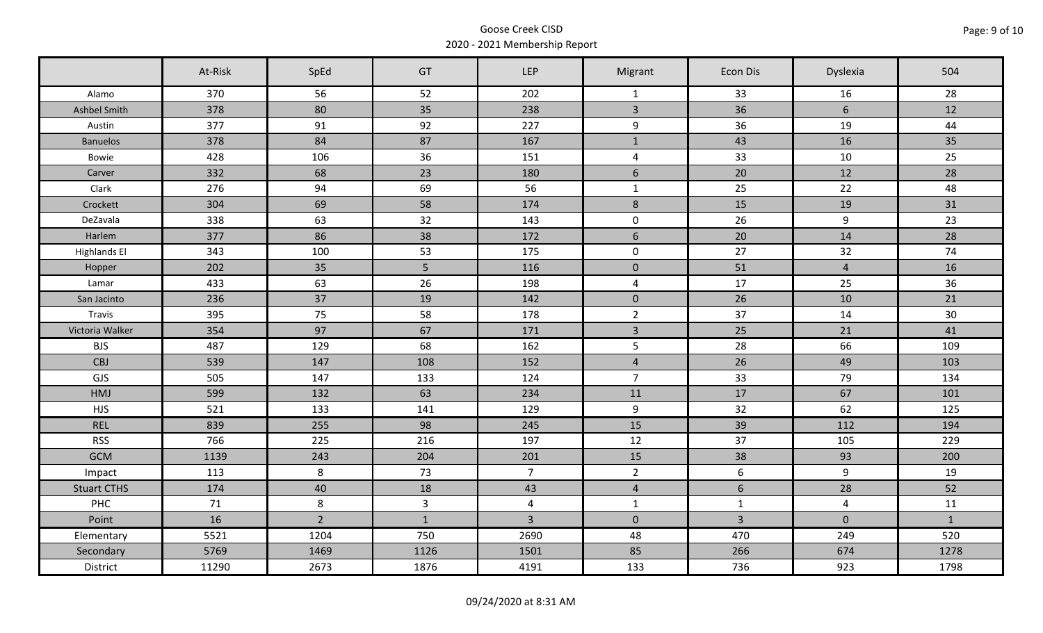Goose Creek CISD
2020 - 2021 Membership Report

| | At-Risk | SpEd | GT | LEP | Migrant | Econ Dis | Dyslexia | 504 |
|---|---|---|---|---|---|---|---|---|
| Alamo | 370 | 56 | 52 | 202 | 1 | 33 | 16 | 28 |
| Ashbel Smith | 378 | 80 | 35 | 238 | 3 | 36 | 6 | 12 |
| Austin | 377 | 91 | 92 | 227 | 9 | 36 | 19 | 44 |
| Banuelos | 378 | 84 | 87 | 167 | 1 | 43 | 16 | 35 |
| Bowie | 428 | 106 | 36 | 151 | 4 | 33 | 10 | 25 |
| Carver | 332 | 68 | 23 | 180 | 6 | 20 | 12 | 28 |
| Clark | 276 | 94 | 69 | 56 | 1 | 25 | 22 | 48 |
| Crockett | 304 | 69 | 58 | 174 | 8 | 15 | 19 | 31 |
| DeZavala | 338 | 63 | 32 | 143 | 0 | 26 | 9 | 23 |
| Harlem | 377 | 86 | 38 | 172 | 6 | 20 | 14 | 28 |
| Highlands El | 343 | 100 | 53 | 175 | 0 | 27 | 32 | 74 |
| Hopper | 202 | 35 | 5 | 116 | 0 | 51 | 4 | 16 |
| Lamar | 433 | 63 | 26 | 198 | 4 | 17 | 25 | 36 |
| San Jacinto | 236 | 37 | 19 | 142 | 0 | 26 | 10 | 21 |
| Travis | 395 | 75 | 58 | 178 | 2 | 37 | 14 | 30 |
| Victoria Walker | 354 | 97 | 67 | 171 | 3 | 25 | 21 | 41 |
| BJS | 487 | 129 | 68 | 162 | 5 | 28 | 66 | 109 |
| CBJ | 539 | 147 | 108 | 152 | 4 | 26 | 49 | 103 |
| GJS | 505 | 147 | 133 | 124 | 7 | 33 | 79 | 134 |
| HMJ | 599 | 132 | 63 | 234 | 11 | 17 | 67 | 101 |
| HJS | 521 | 133 | 141 | 129 | 9 | 32 | 62 | 125 |
| REL | 839 | 255 | 98 | 245 | 15 | 39 | 112 | 194 |
| RSS | 766 | 225 | 216 | 197 | 12 | 37 | 105 | 229 |
| GCM | 1139 | 243 | 204 | 201 | 15 | 38 | 93 | 200 |
| Impact | 113 | 8 | 73 | 7 | 2 | 6 | 9 | 19 |
| Stuart CTHS | 174 | 40 | 18 | 43 | 4 | 6 | 28 | 52 |
| PHC | 71 | 8 | 3 | 4 | 1 | 1 | 4 | 11 |
| Point | 16 | 2 | 1 | 3 | 0 | 3 | 0 | 1 |
| Elementary | 5521 | 1204 | 750 | 2690 | 48 | 470 | 249 | 520 |
| Secondary | 5769 | 1469 | 1126 | 1501 | 85 | 266 | 674 | 1278 |
| District | 11290 | 2673 | 1876 | 4191 | 133 | 736 | 923 | 1798 |

09/24/2020 at 8:31 AM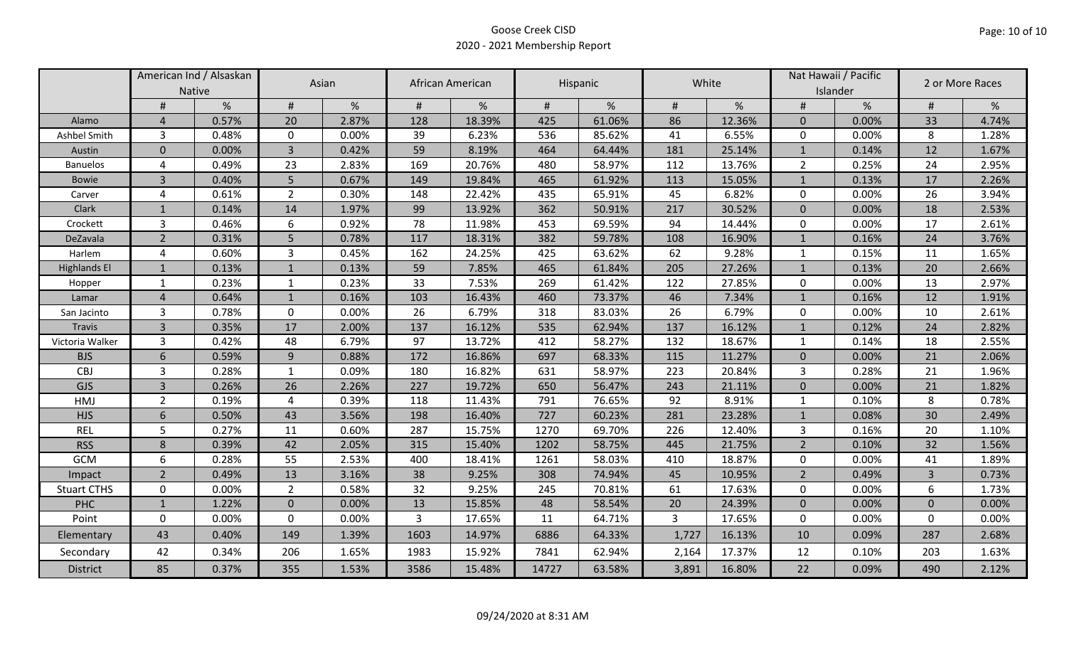# Goose Creek CISD

## 2020 - 2021 Membership Report

| | American Ind / Alsaskan Native | | Asian | | African American | | Hispanic | | White | | Nat Hawaii / Pacific Islander | | 2 or More Races | |
|---|---|---|---|---|---|---|---|---|---|---|---|---|---|---|
| | # | % | # | % | # | % | # | % | # | % | # | % | # | % |
| Alamo | 4 | 0.57% | 20 | 2.87% | 128 | 18.39% | 425 | 61.06% | 86 | 12.36% | 0 | 0.00% | 33 | 4.74% |
| Ashbel Smith | 3 | 0.48% | 0 | 0.00% | 39 | 6.23% | 536 | 85.62% | 41 | 6.55% | 0 | 0.00% | 8 | 1.28% |
| Austin | 0 | 0.00% | 3 | 0.42% | 59 | 8.19% | 464 | 64.44% | 181 | 25.14% | 1 | 0.14% | 12 | 1.67% |
| Banuelos | 4 | 0.49% | 23 | 2.83% | 169 | 20.76% | 480 | 58.97% | 112 | 13.76% | 2 | 0.25% | 24 | 2.95% |
| Bowie | 3 | 0.40% | 5 | 0.67% | 149 | 19.84% | 465 | 61.92% | 113 | 15.05% | 1 | 0.13% | 17 | 2.26% |
| Carver | 4 | 0.61% | 2 | 0.30% | 148 | 22.42% | 435 | 65.91% | 45 | 6.82% | 0 | 0.00% | 26 | 3.94% |
| Clark | 1 | 0.14% | 14 | 1.97% | 99 | 13.92% | 362 | 50.91% | 217 | 30.52% | 0 | 0.00% | 18 | 2.53% |
| Crockett | 3 | 0.46% | 6 | 0.92% | 78 | 11.98% | 453 | 69.59% | 94 | 14.44% | 0 | 0.00% | 17 | 2.61% |
| DeZavala | 2 | 0.31% | 5 | 0.78% | 117 | 18.31% | 382 | 59.78% | 108 | 16.90% | 1 | 0.16% | 24 | 3.76% |
| Harlem | 4 | 0.60% | 3 | 0.45% | 162 | 24.25% | 425 | 63.62% | 62 | 9.28% | 1 | 0.15% | 11 | 1.65% |
| Highlands El | 1 | 0.13% | 1 | 0.13% | 59 | 7.85% | 465 | 61.84% | 205 | 27.26% | 1 | 0.13% | 20 | 2.66% |
| Hopper | 1 | 0.23% | 1 | 0.23% | 33 | 7.53% | 269 | 61.42% | 122 | 27.85% | 0 | 0.00% | 13 | 2.97% |
| Lamar | 4 | 0.64% | 1 | 0.16% | 103 | 16.43% | 460 | 73.37% | 46 | 7.34% | 1 | 0.16% | 12 | 1.91% |
| San Jacinto | 3 | 0.78% | 0 | 0.00% | 26 | 6.79% | 318 | 83.03% | 26 | 6.79% | 0 | 0.00% | 10 | 2.61% |
| Travis | 3 | 0.35% | 17 | 2.00% | 137 | 16.12% | 535 | 62.94% | 137 | 16.12% | 1 | 0.12% | 24 | 2.82% |
| Victoria Walker | 3 | 0.42% | 48 | 6.79% | 97 | 13.72% | 412 | 58.27% | 132 | 18.67% | 1 | 0.14% | 18 | 2.55% |
| BJS | 6 | 0.59% | 9 | 0.88% | 172 | 16.86% | 697 | 68.33% | 115 | 11.27% | 0 | 0.00% | 21 | 2.06% |
| CBJ | 3 | 0.28% | 1 | 0.09% | 180 | 16.82% | 631 | 58.97% | 223 | 20.84% | 3 | 0.28% | 21 | 1.96% |
| GJS | 3 | 0.26% | 26 | 2.26% | 227 | 19.72% | 650 | 56.47% | 243 | 21.11% | 0 | 0.00% | 21 | 1.82% |
| HMJ | 2 | 0.19% | 4 | 0.39% | 118 | 11.43% | 791 | 76.65% | 92 | 8.91% | 1 | 0.10% | 8 | 0.78% |
| HJS | 6 | 0.50% | 43 | 3.56% | 198 | 16.40% | 727 | 60.23% | 281 | 23.28% | 1 | 0.08% | 30 | 2.49% |
| REL | 5 | 0.27% | 11 | 0.60% | 287 | 15.75% | 1270 | 69.70% | 226 | 12.40% | 3 | 0.16% | 20 | 1.10% |
| RSS | 8 | 0.39% | 42 | 2.05% | 315 | 15.40% | 1202 | 58.75% | 445 | 21.75% | 2 | 0.10% | 32 | 1.56% |
| GCM | 6 | 0.28% | 55 | 2.53% | 400 | 18.41% | 1261 | 58.03% | 410 | 18.87% | 0 | 0.00% | 41 | 1.89% |
| Impact | 2 | 0.49% | 13 | 3.16% | 38 | 9.25% | 308 | 74.94% | 45 | 10.95% | 2 | 0.49% | 3 | 0.73% |
| Stuart CTHS | 0 | 0.00% | 2 | 0.58% | 32 | 9.25% | 245 | 70.81% | 61 | 17.63% | 0 | 0.00% | 6 | 1.73% |
| PHC | 1 | 1.22% | 0 | 0.00% | 13 | 15.85% | 48 | 58.54% | 20 | 24.39% | 0 | 0.00% | 0 | 0.00% |
| Point | 0 | 0.00% | 0 | 0.00% | 3 | 17.65% | 11 | 64.71% | 3 | 17.65% | 0 | 0.00% | 0 | 0.00% |
| Elementary | 43 | 0.40% | 149 | 1.39% | 1603 | 14.97% | 6886 | 64.33% | 1,727 | 16.13% | 10 | 0.09% | 287 | 2.68% |
| Secondary | 42 | 0.34% | 206 | 1.65% | 1983 | 15.92% | 7841 | 62.94% | 2,164 | 17.37% | 12 | 0.10% | 203 | 1.63% |
| District | 85 | 0.37% | 355 | 1.53% | 3586 | 15.48% | 14727 | 63.58% | 3,891 | 16.80% | 22 | 0.09% | 490 | 2.12% |

09/24/2020 at 8:31 AM